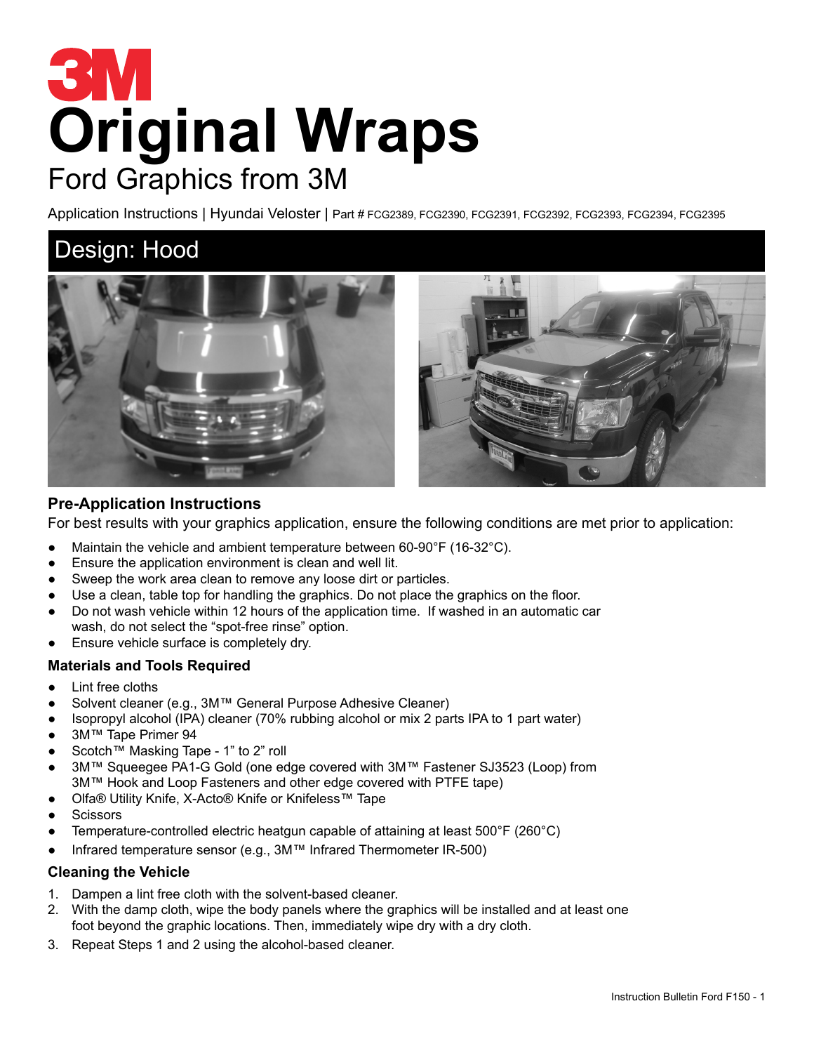# 3M

# Original Wraps

Ford Graphics from 3M

Application Instructions | Hyundai Veloster | Part # FCG2389, FCG2390, FCG2391, FCG2392, FCG2393, FCG2394, FCG2395

## Design: Hood

### Pre-Application Instructions

For best results with your graphics application, ensure the following conditions are met prior to application:

- Maintain the vehicle and ambient temperature between 60-90°F (16-32°C).
- Ensure the application environment is clean and well lit.
- Sweep the work area clean to remove any loose dirt or particles.
- Use a clean, table top for handling the graphics. Do not place the graphics on the floor.
- Do not wash vehicle within 12 hours of the application time. If washed in an automatic car wash, do not select the "spot-free rinse" option.
- Ensure vehicle surface is completely dry.

### Materials and Tools Required

- Lint free cloths
- Solvent cleaner (e.g., 3M™ General Purpose Adhesive Cleaner)
- Isopropyl alcohol (IPA) cleaner (70% rubbing alcohol or mix 2 parts IPA to 1 part water)
- 3M™ Tape Primer 94
- Scotch™ Masking Tape - 1" to 2" roll
- 3M™ Squeegee PA1-G Gold (one edge covered with 3M™ Fastener SJ3523 (Loop) from 3M™ Hook and Loop Fasteners and other edge covered with PTFE tape)
- Olfa® Utility Knife, X-Acto® Knife or Knifeless™ Tape
- Scissors
- Temperature-controlled electric heatgun capable of attaining at least 500°F (260°C)
- Infrared temperature sensor (e.g., 3M™ Infrared Thermometer IR-500)

### Cleaning the Vehicle

1. Dampen a lint free cloth with the solvent-based cleaner.
2. With the damp cloth, wipe the body panels where the graphics will be installed and at least one foot beyond the graphic locations. Then, immediately wipe dry with a dry cloth.
3. Repeat Steps 1 and 2 using the alcohol-based cleaner.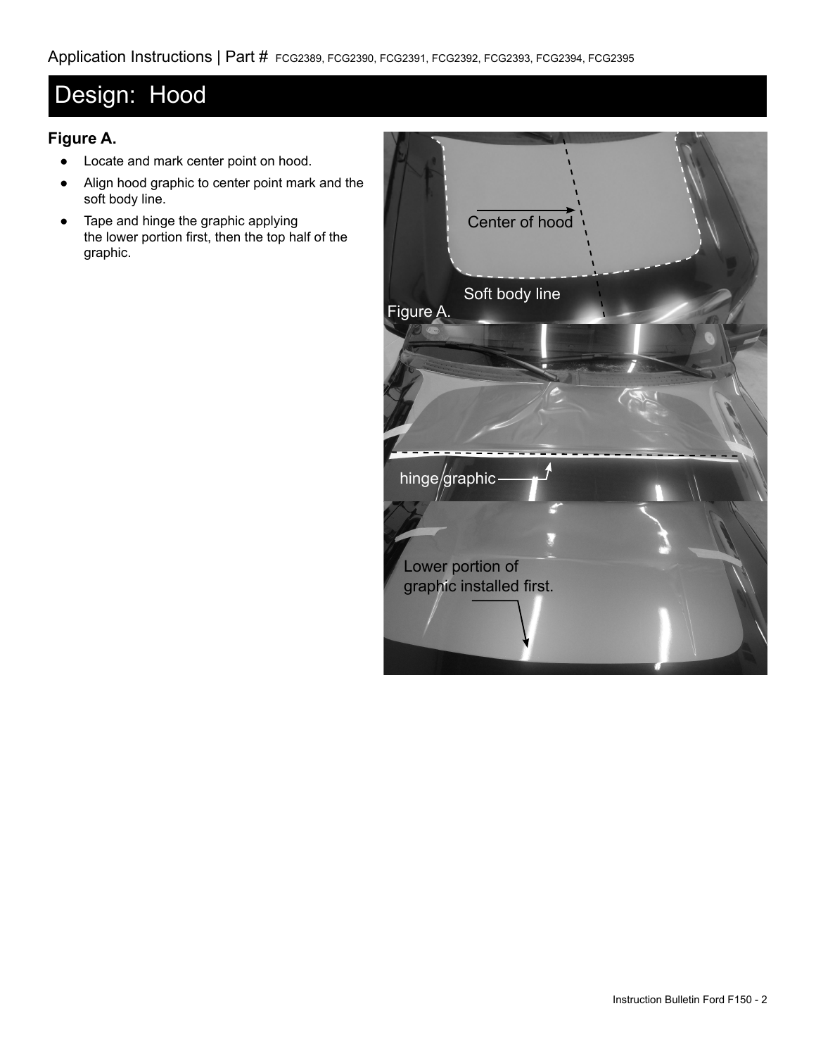Application Instructions | Part # FCG2389, FCG2390, FCG2391, FCG2392, FCG2393, FCG2394, FCG2395

# Design: Hood

### Figure A.

- Locate and mark center point on hood.
- Align hood graphic to center point mark and the soft body line.
- Tape and hinge the graphic applying the lower portion first, then the top half of the graphic.

Center of hood

Soft body line

Figure A.

hinge graphic

Lower portion of graphic installed first.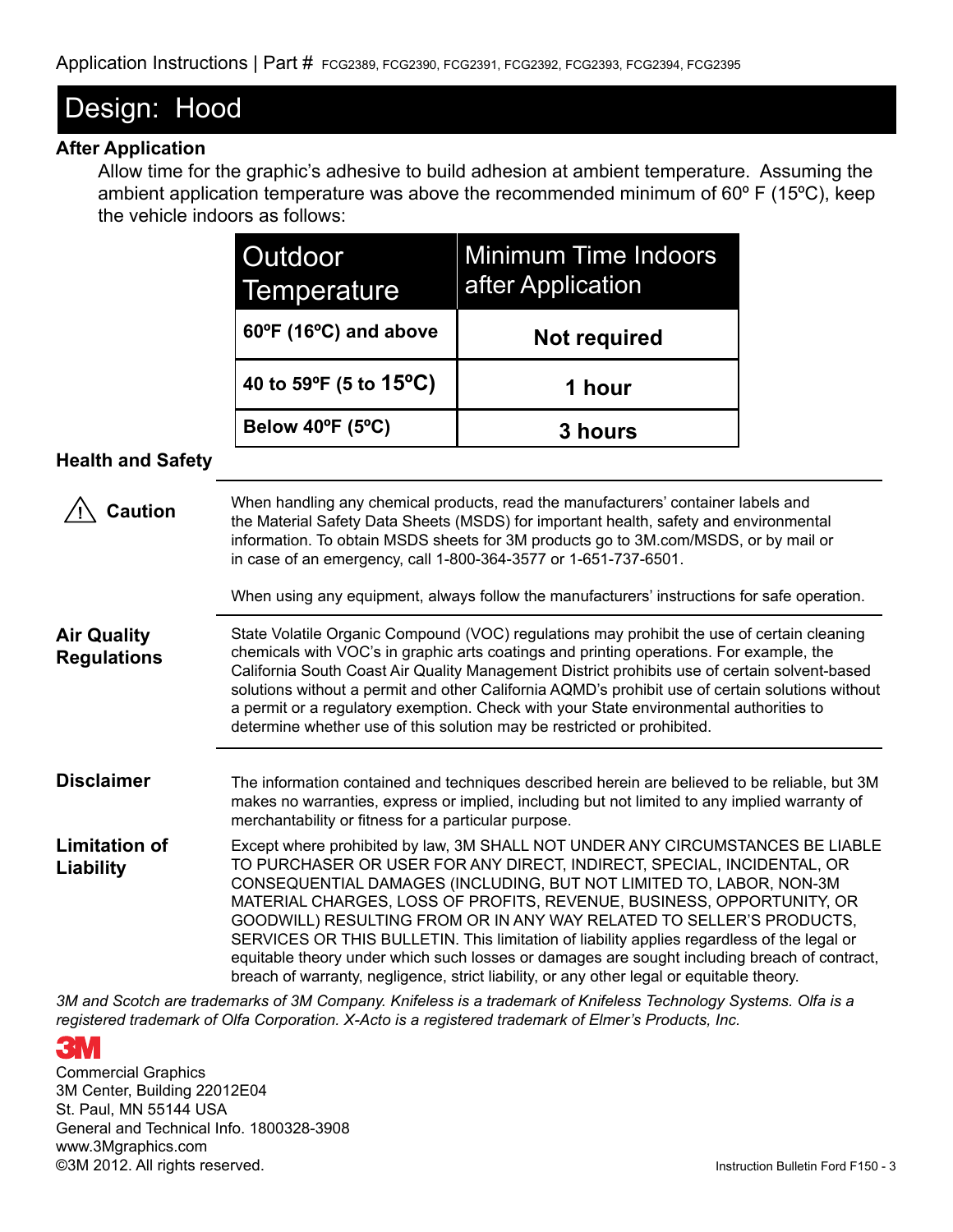# Design: Hood

### After Application

Allow time for the graphic's adhesive to build adhesion at ambient temperature. Assuming the ambient application temperature was above the recommended minimum of 60º F (15ºC), keep the vehicle indoors as follows:

| Outdoor Temperature | Minimum Time Indoors after Application |
|---|---|
| 60ºF (16ºC) and above | Not required |
| 40 to 59ºF (5 to 15ºC) | 1 hour |
| Below 40ºF (5ºC) | 3 hours |

### Health and Safety

**⚠ Caution**

When handling any chemical products, read the manufacturers' container labels and the Material Safety Data Sheets (MSDS) for important health, safety and environmental information. To obtain MSDS sheets for 3M products go to 3M.com/MSDS, or by mail or in case of an emergency, call 1-800-364-3577 or 1-651-737-6501.

When using any equipment, always follow the manufacturers' instructions for safe operation.

**Air Quality Regulations**

State Volatile Organic Compound (VOC) regulations may prohibit the use of certain cleaning chemicals with VOC's in graphic arts coatings and printing operations. For example, the California South Coast Air Quality Management District prohibits use of certain solvent-based solutions without a permit and other California AQMD's prohibit use of certain solutions without a permit or a regulatory exemption. Check with your State environmental authorities to determine whether use of this solution may be restricted or prohibited.

**Disclaimer**

The information contained and techniques described herein are believed to be reliable, but 3M makes no warranties, express or implied, including but not limited to any implied warranty of merchantability or fitness for a particular purpose.

**Limitation of Liability**

Except where prohibited by law, 3M SHALL NOT UNDER ANY CIRCUMSTANCES BE LIABLE TO PURCHASER OR USER FOR ANY DIRECT, INDIRECT, SPECIAL, INCIDENTAL, OR CONSEQUENTIAL DAMAGES (INCLUDING, BUT NOT LIMITED TO, LABOR, NON-3M MATERIAL CHARGES, LOSS OF PROFITS, REVENUE, BUSINESS, OPPORTUNITY, OR GOODWILL) RESULTING FROM OR IN ANY WAY RELATED TO SELLER'S PRODUCTS, SERVICES OR THIS BULLETIN. This limitation of liability applies regardless of the legal or equitable theory under which such losses or damages are sought including breach of contract, breach of warranty, negligence, strict liability, or any other legal or equitable theory.

*3M and Scotch are trademarks of 3M Company. Knifeless is a trademark of Knifeless Technology Systems. Olfa is a registered trademark of Olfa Corporation. X-Acto is a registered trademark of Elmer's Products, Inc.*

3M

Commercial Graphics
3M Center, Building 22012E04
St. Paul, MN 55144 USA
General and Technical Info. 1800328-3908
www.3Mgraphics.com
©3M 2012. All rights reserved.